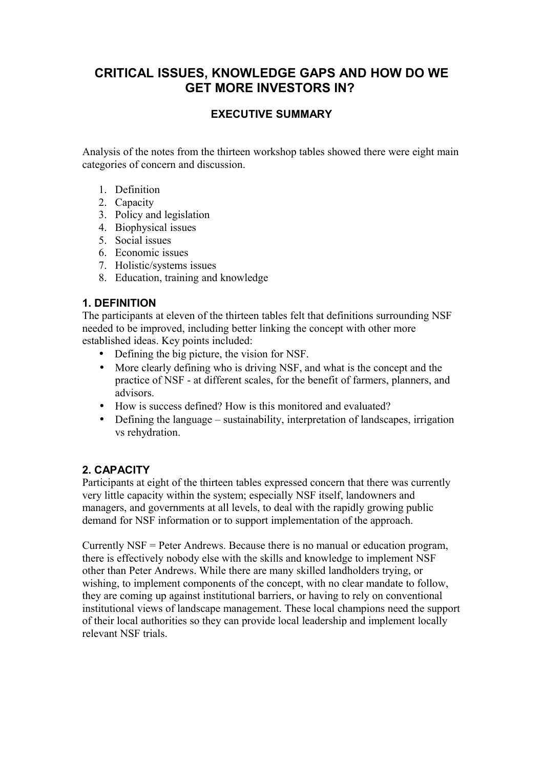# CRITICAL ISSUES, KNOWLEDGE GAPS AND HOW DO WE GET MORE INVESTORS IN?

## EXECUTIVE SUMMARY

Analysis of the notes from the thirteen workshop tables showed there were eight main categories of concern and discussion.

1. Definition
2. Capacity
3. Policy and legislation
4. Biophysical issues
5. Social issues
6. Economic issues
7. Holistic/systems issues
8. Education, training and knowledge

### 1. DEFINITION

The participants at eleven of the thirteen tables felt that definitions surrounding NSF needed to be improved, including better linking the concept with other more established ideas. Key points included:

- Defining the big picture, the vision for NSF.
- More clearly defining who is driving NSF, and what is the concept and the practice of NSF - at different scales, for the benefit of farmers, planners, and advisors.
- How is success defined? How is this monitored and evaluated?
- Defining the language – sustainability, interpretation of landscapes, irrigation vs rehydration.

### 2. CAPACITY

Participants at eight of the thirteen tables expressed concern that there was currently very little capacity within the system; especially NSF itself, landowners and managers, and governments at all levels, to deal with the rapidly growing public demand for NSF information or to support implementation of the approach.

Currently NSF = Peter Andrews. Because there is no manual or education program, there is effectively nobody else with the skills and knowledge to implement NSF other than Peter Andrews. While there are many skilled landholders trying, or wishing, to implement components of the concept, with no clear mandate to follow, they are coming up against institutional barriers, or having to rely on conventional institutional views of landscape management. These local champions need the support of their local authorities so they can provide local leadership and implement locally relevant NSF trials.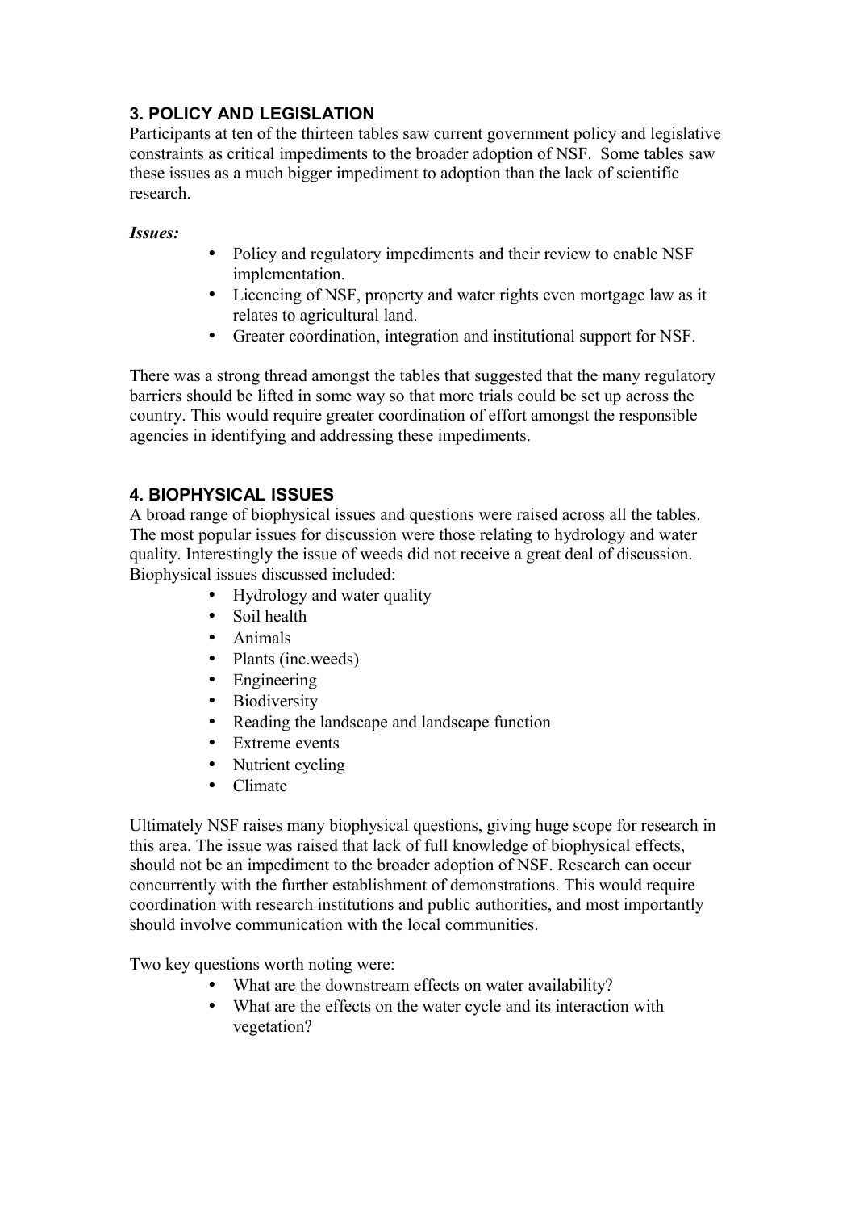## 3. POLICY AND LEGISLATION

Participants at ten of the thirteen tables saw current government policy and legislative constraints as critical impediments to the broader adoption of NSF. Some tables saw these issues as a much bigger impediment to adoption than the lack of scientific research.

***Issues:***

- Policy and regulatory impediments and their review to enable NSF implementation.
- Licencing of NSF, property and water rights even mortgage law as it relates to agricultural land.
- Greater coordination, integration and institutional support for NSF.

There was a strong thread amongst the tables that suggested that the many regulatory barriers should be lifted in some way so that more trials could be set up across the country. This would require greater coordination of effort amongst the responsible agencies in identifying and addressing these impediments.

## 4. BIOPHYSICAL ISSUES

A broad range of biophysical issues and questions were raised across all the tables. The most popular issues for discussion were those relating to hydrology and water quality. Interestingly the issue of weeds did not receive a great deal of discussion. Biophysical issues discussed included:

- Hydrology and water quality
- Soil health
- Animals
- Plants (inc.weeds)
- Engineering
- Biodiversity
- Reading the landscape and landscape function
- Extreme events
- Nutrient cycling
- Climate

Ultimately NSF raises many biophysical questions, giving huge scope for research in this area. The issue was raised that lack of full knowledge of biophysical effects, should not be an impediment to the broader adoption of NSF. Research can occur concurrently with the further establishment of demonstrations. This would require coordination with research institutions and public authorities, and most importantly should involve communication with the local communities.

Two key questions worth noting were:

- What are the downstream effects on water availability?
- What are the effects on the water cycle and its interaction with vegetation?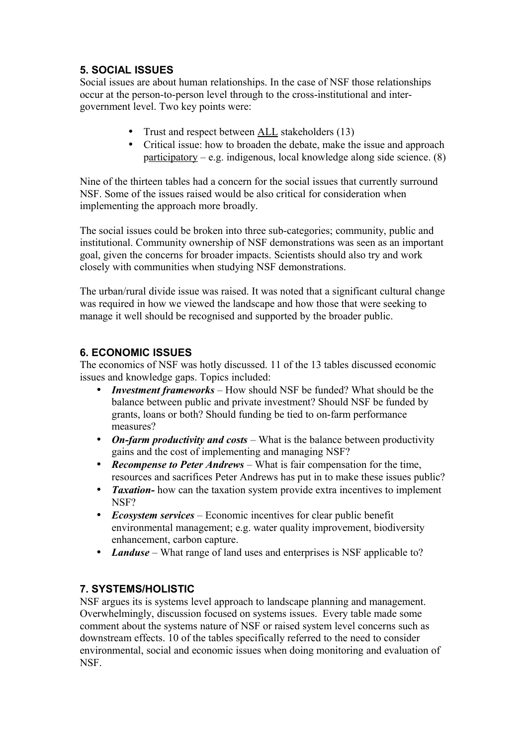## 5. SOCIAL ISSUES

Social issues are about human relationships. In the case of NSF those relationships occur at the person-to-person level through to the cross-institutional and inter-government level. Two key points were:

- Trust and respect between <u>ALL</u> stakeholders (13)
- Critical issue: how to broaden the debate, make the issue and approach <u>participatory</u> – e.g. indigenous, local knowledge along side science. (8)

Nine of the thirteen tables had a concern for the social issues that currently surround NSF. Some of the issues raised would be also critical for consideration when implementing the approach more broadly.

The social issues could be broken into three sub-categories; community, public and institutional. Community ownership of NSF demonstrations was seen as an important goal, given the concerns for broader impacts. Scientists should also try and work closely with communities when studying NSF demonstrations.

The urban/rural divide issue was raised. It was noted that a significant cultural change was required in how we viewed the landscape and how those that were seeking to manage it well should be recognised and supported by the broader public.

## 6. ECONOMIC ISSUES

The economics of NSF was hotly discussed. 11 of the 13 tables discussed economic issues and knowledge gaps. Topics included:

- ***Investment frameworks*** – How should NSF be funded? What should be the balance between public and private investment? Should NSF be funded by grants, loans or both? Should funding be tied to on-farm performance measures?
- ***On-farm productivity and costs*** – What is the balance between productivity gains and the cost of implementing and managing NSF?
- ***Recompense to Peter Andrews*** – What is fair compensation for the time, resources and sacrifices Peter Andrews has put in to make these issues public?
- ***Taxation-*** how can the taxation system provide extra incentives to implement NSF?
- ***Ecosystem services*** – Economic incentives for clear public benefit environmental management; e.g. water quality improvement, biodiversity enhancement, carbon capture.
- ***Landuse*** – What range of land uses and enterprises is NSF applicable to?

## 7. SYSTEMS/HOLISTIC

NSF argues its is systems level approach to landscape planning and management. Overwhelmingly, discussion focused on systems issues. Every table made some comment about the systems nature of NSF or raised system level concerns such as downstream effects. 10 of the tables specifically referred to the need to consider environmental, social and economic issues when doing monitoring and evaluation of NSF.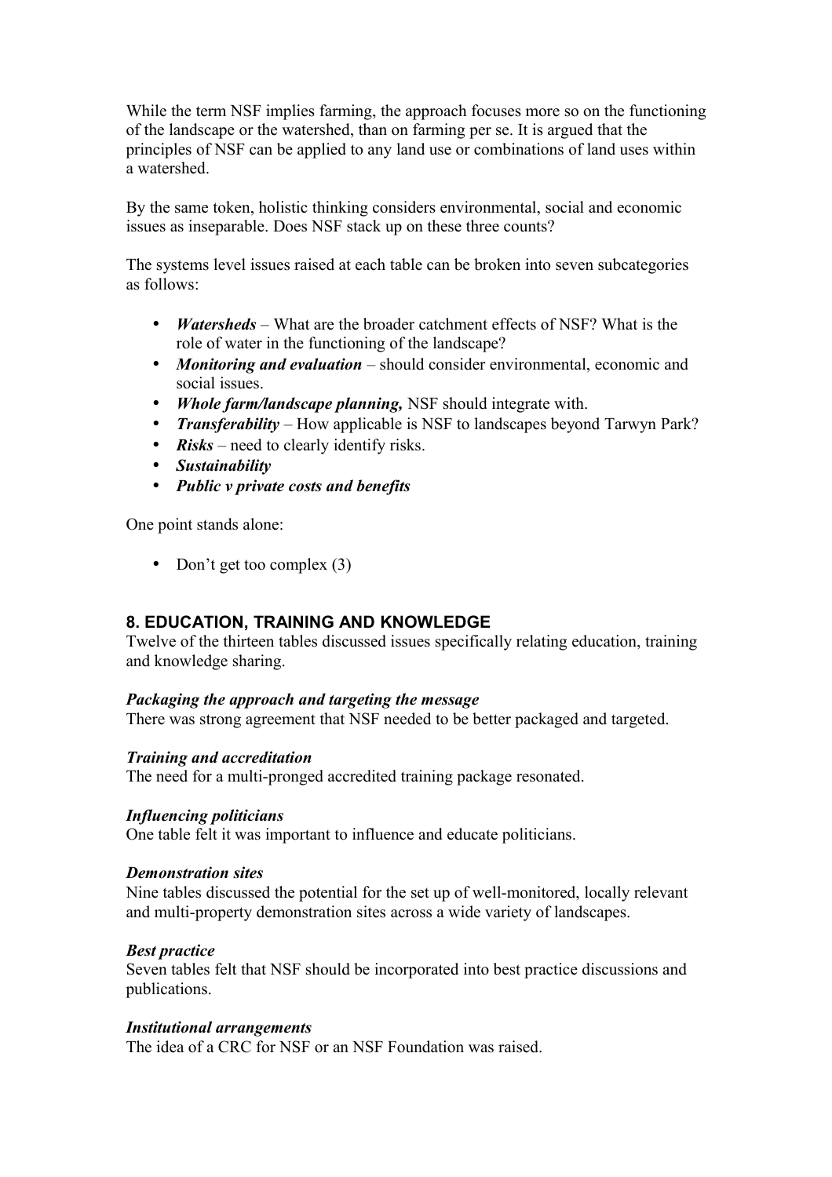While the term NSF implies farming, the approach focuses more so on the functioning of the landscape or the watershed, than on farming per se. It is argued that the principles of NSF can be applied to any land use or combinations of land uses within a watershed.

By the same token, holistic thinking considers environmental, social and economic issues as inseparable. Does NSF stack up on these three counts?

The systems level issues raised at each table can be broken into seven subcategories as follows:

- ***Watersheds*** – What are the broader catchment effects of NSF? What is the role of water in the functioning of the landscape?
- ***Monitoring and evaluation*** – should consider environmental, economic and social issues.
- ***Whole farm/landscape planning,*** NSF should integrate with.
- ***Transferability*** – How applicable is NSF to landscapes beyond Tarwyn Park?
- ***Risks*** – need to clearly identify risks.
- ***Sustainability***
- ***Public v private costs and benefits***

One point stands alone:

- Don't get too complex (3)

## 8. EDUCATION, TRAINING AND KNOWLEDGE

Twelve of the thirteen tables discussed issues specifically relating education, training and knowledge sharing.

### *Packaging the approach and targeting the message*

There was strong agreement that NSF needed to be better packaged and targeted.

### *Training and accreditation*

The need for a multi-pronged accredited training package resonated.

### *Influencing politicians*

One table felt it was important to influence and educate politicians.

### *Demonstration sites*

Nine tables discussed the potential for the set up of well-monitored, locally relevant and multi-property demonstration sites across a wide variety of landscapes.

### *Best practice*

Seven tables felt that NSF should be incorporated into best practice discussions and publications.

### *Institutional arrangements*

The idea of a CRC for NSF or an NSF Foundation was raised.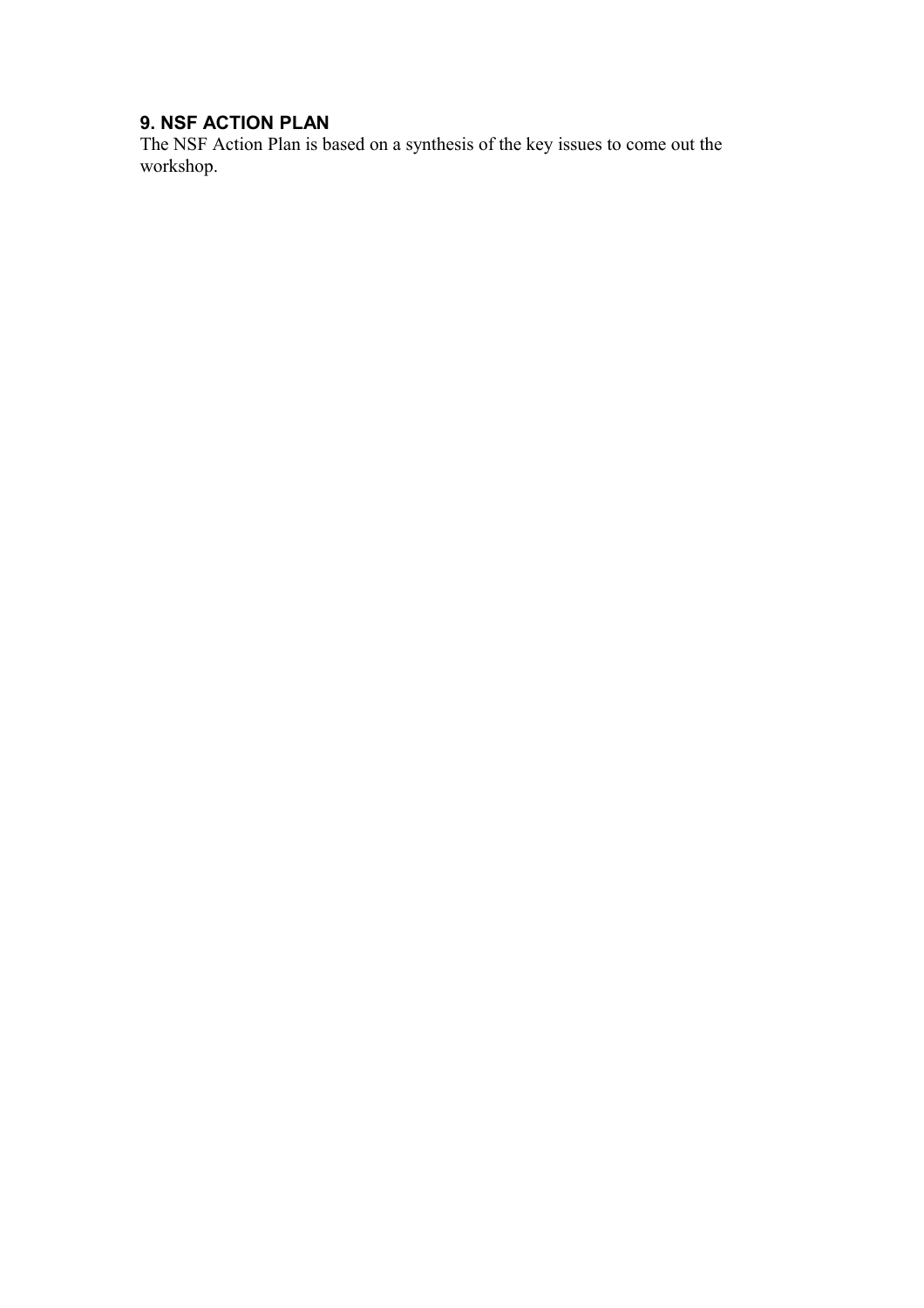## 9. NSF ACTION PLAN

The NSF Action Plan is based on a synthesis of the key issues to come out the workshop.